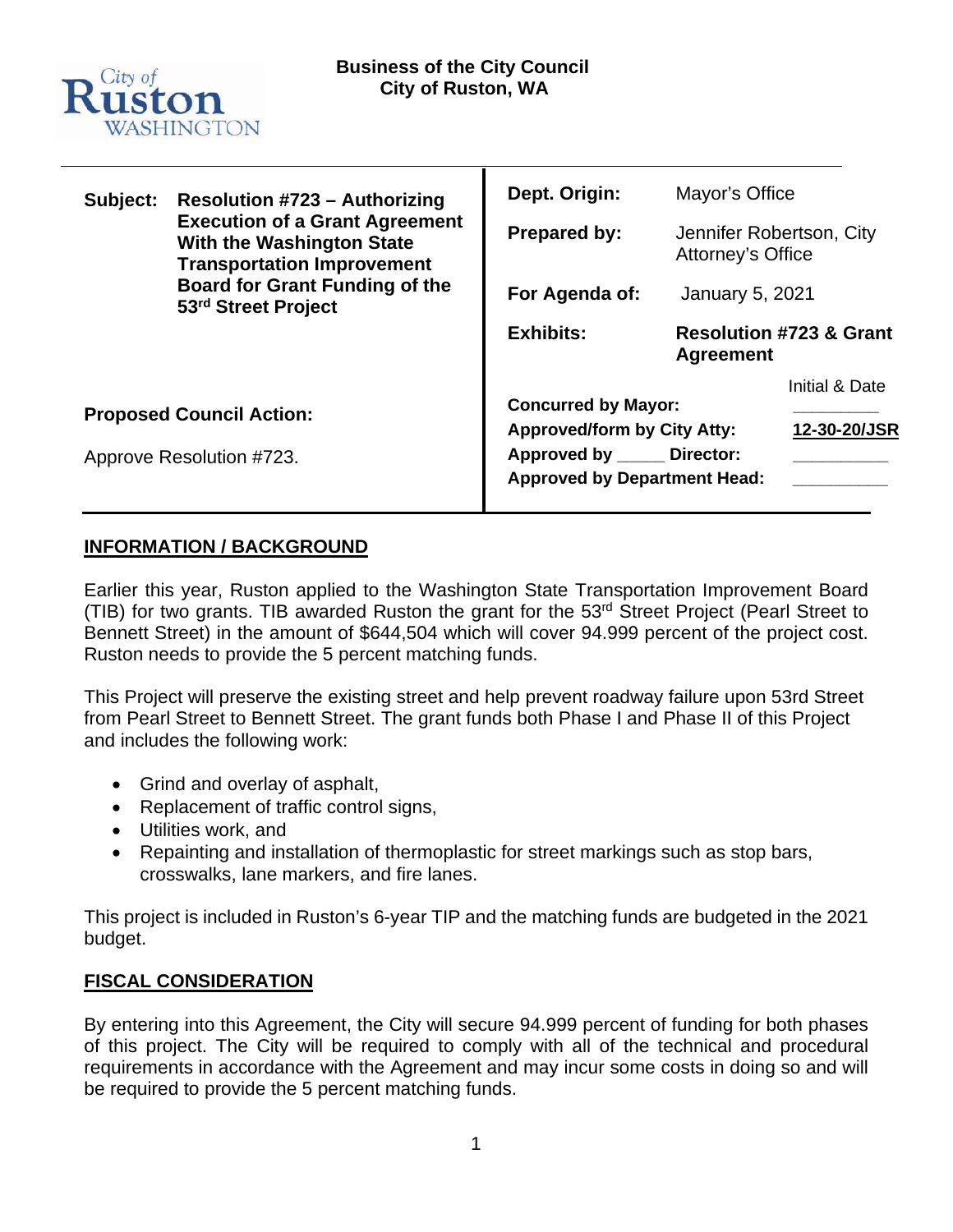City of Ruston WASHINGTON

**Business of the City Council**
**City of Ruston, WA**

| | | | |
|---|---|---|---|
| **Subject:** | **Resolution #723 – Authorizing Execution of a Grant Agreement With the Washington State Transportation Improvement Board for Grant Funding of the 53rd Street Project** | **Dept. Origin:** | Mayor's Office |
| | | **Prepared by:** | Jennifer Robertson, City Attorney's Office |
| | | **For Agenda of:** | January 5, 2021 |
| | | **Exhibits:** | **Resolution #723 & Grant Agreement** |

**Proposed Council Action:**

Approve Resolution #723.

| | Initial & Date |
|---|---|
| **Concurred by Mayor:** | \_\_\_\_\_\_\_\_\_ |
| **Approved/form by City Atty:** | **12-30-20/JSR** |
| **Approved by \_\_\_\_\_ Director:** | \_\_\_\_\_\_\_\_\_ |
| **Approved by Department Head:** | \_\_\_\_\_\_\_\_\_ |

## INFORMATION / BACKGROUND

Earlier this year, Ruston applied to the Washington State Transportation Improvement Board (TIB) for two grants. TIB awarded Ruston the grant for the 53rd Street Project (Pearl Street to Bennett Street) in the amount of $644,504 which will cover 94.999 percent of the project cost. Ruston needs to provide the 5 percent matching funds.

This Project will preserve the existing street and help prevent roadway failure upon 53rd Street from Pearl Street to Bennett Street. The grant funds both Phase I and Phase II of this Project and includes the following work:

- Grind and overlay of asphalt,
- Replacement of traffic control signs,
- Utilities work, and
- Repainting and installation of thermoplastic for street markings such as stop bars, crosswalks, lane markers, and fire lanes.

This project is included in Ruston's 6-year TIP and the matching funds are budgeted in the 2021 budget.

## FISCAL CONSIDERATION

By entering into this Agreement, the City will secure 94.999 percent of funding for both phases of this project. The City will be required to comply with all of the technical and procedural requirements in accordance with the Agreement and may incur some costs in doing so and will be required to provide the 5 percent matching funds.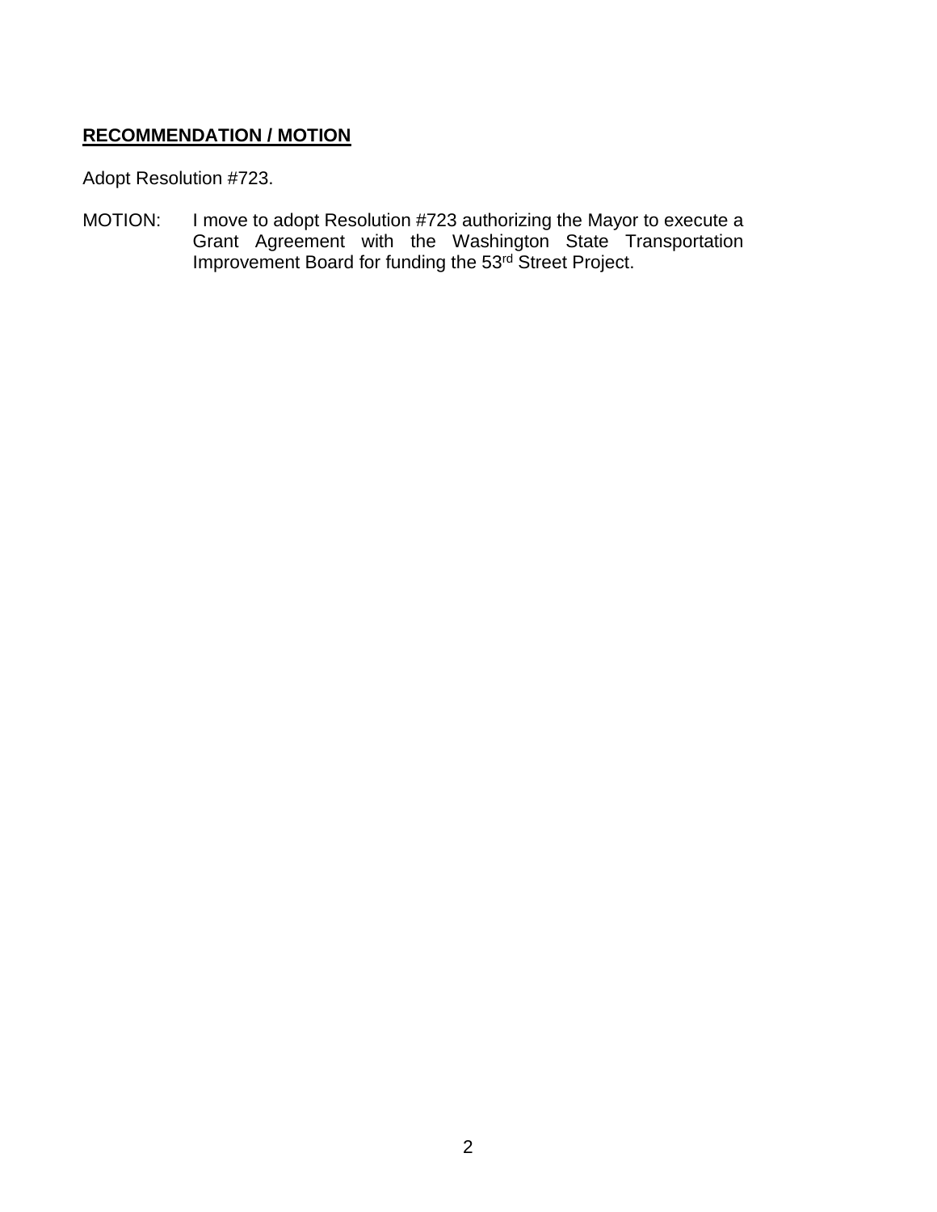## **RECOMMENDATION / MOTION**

Adopt Resolution #723.

MOTION: I move to adopt Resolution #723 authorizing the Mayor to execute a Grant Agreement with the Washington State Transportation Improvement Board for funding the 53rd Street Project.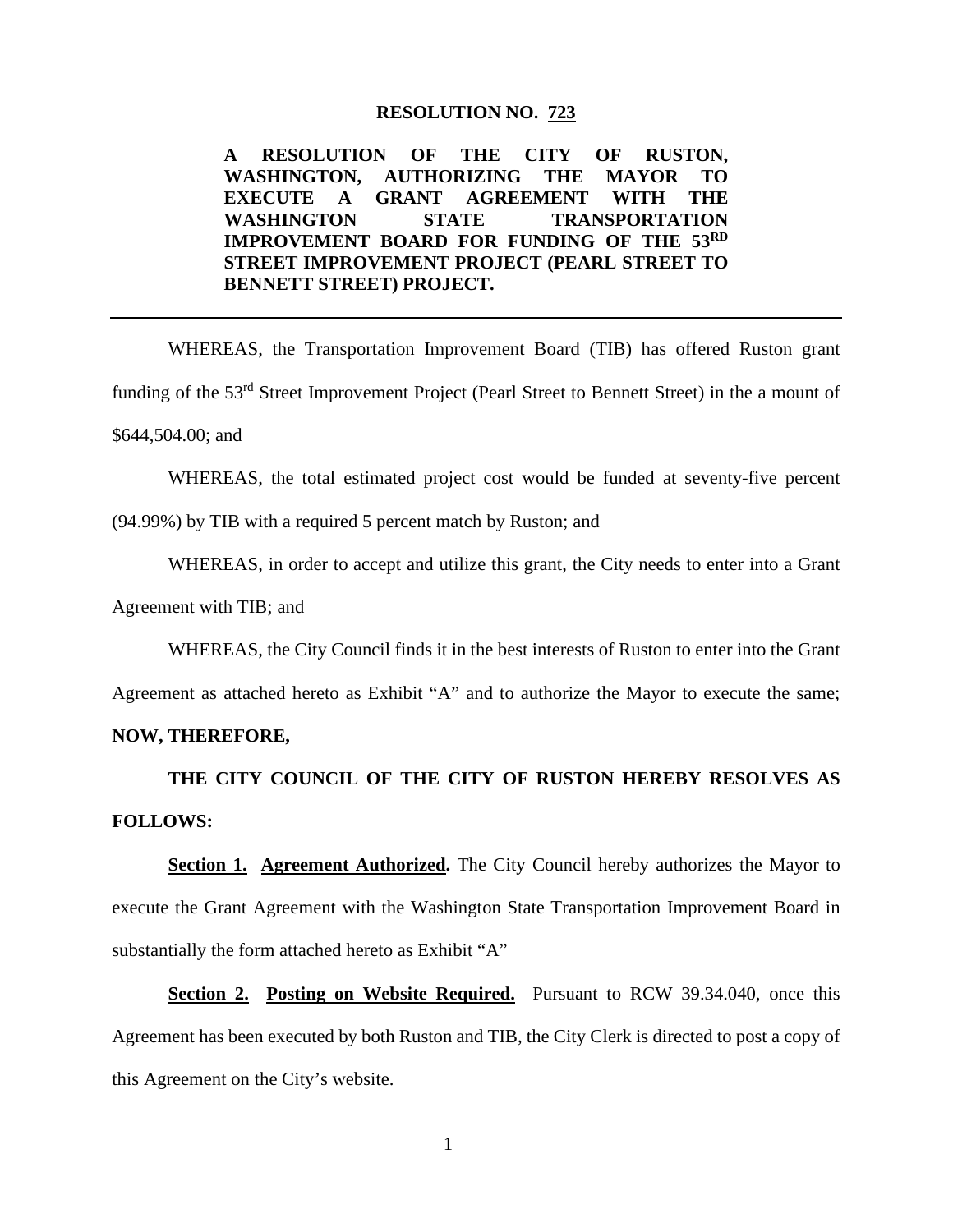# RESOLUTION NO. 723

**A RESOLUTION OF THE CITY OF RUSTON, WASHINGTON, AUTHORIZING THE MAYOR TO EXECUTE A GRANT AGREEMENT WITH THE WASHINGTON STATE TRANSPORTATION IMPROVEMENT BOARD FOR FUNDING OF THE 53RD STREET IMPROVEMENT PROJECT (PEARL STREET TO BENNETT STREET) PROJECT.**

---

WHEREAS, the Transportation Improvement Board (TIB) has offered Ruston grant funding of the 53rd Street Improvement Project (Pearl Street to Bennett Street) in the a mount of $644,504.00; and

WHEREAS, the total estimated project cost would be funded at seventy-five percent (94.99%) by TIB with a required 5 percent match by Ruston; and

WHEREAS, in order to accept and utilize this grant, the City needs to enter into a Grant Agreement with TIB; and

WHEREAS, the City Council finds it in the best interests of Ruston to enter into the Grant Agreement as attached hereto as Exhibit "A" and to authorize the Mayor to execute the same; **NOW, THEREFORE,**

**THE CITY COUNCIL OF THE CITY OF RUSTON HEREBY RESOLVES AS FOLLOWS:**

**Section 1. Agreement Authorized.** The City Council hereby authorizes the Mayor to execute the Grant Agreement with the Washington State Transportation Improvement Board in substantially the form attached hereto as Exhibit "A"

**Section 2. Posting on Website Required.** Pursuant to RCW 39.34.040, once this Agreement has been executed by both Ruston and TIB, the City Clerk is directed to post a copy of this Agreement on the City's website.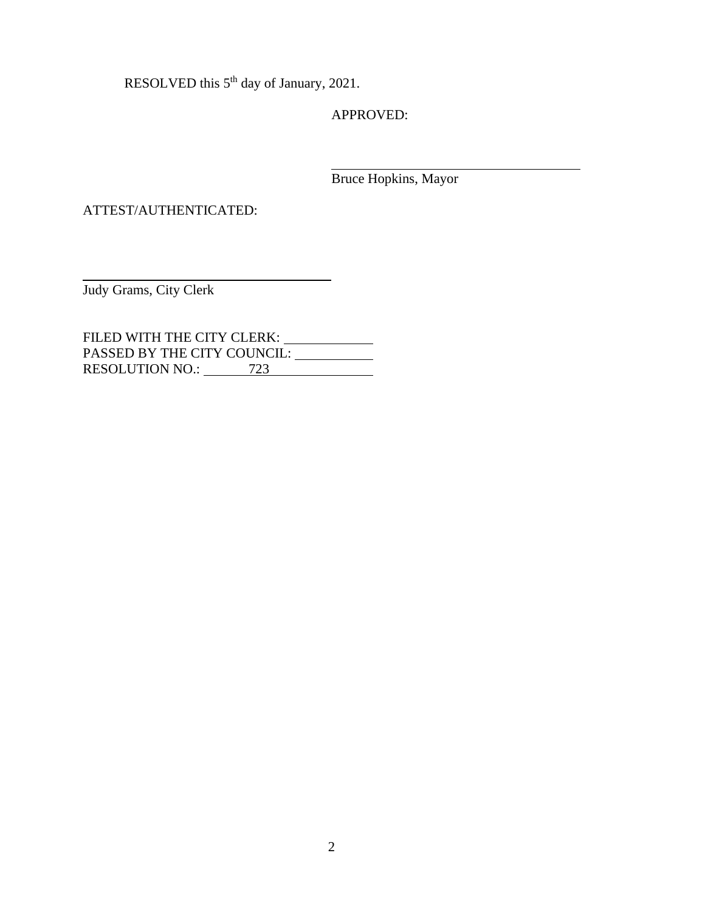RESOLVED this 5th day of January, 2021.

APPROVED:

\_\_\_\_\_\_\_\_\_\_\_\_\_\_\_\_\_\_\_\_\_\_\_\_\_\_\_\_\_\_\_\_\_\_\_\_

Bruce Hopkins, Mayor

ATTEST/AUTHENTICATED:

\_\_\_\_\_\_\_\_\_\_\_\_\_\_\_\_\_\_\_\_\_\_\_\_\_\_\_\_\_\_\_\_\_\_\_\_

Judy Grams, City Clerk

FILED WITH THE CITY CLERK: \_\_\_\_\_\_\_\_\_\_\_\_
PASSED BY THE CITY COUNCIL: \_\_\_\_\_\_\_\_\_\_\_\_
RESOLUTION NO.: 723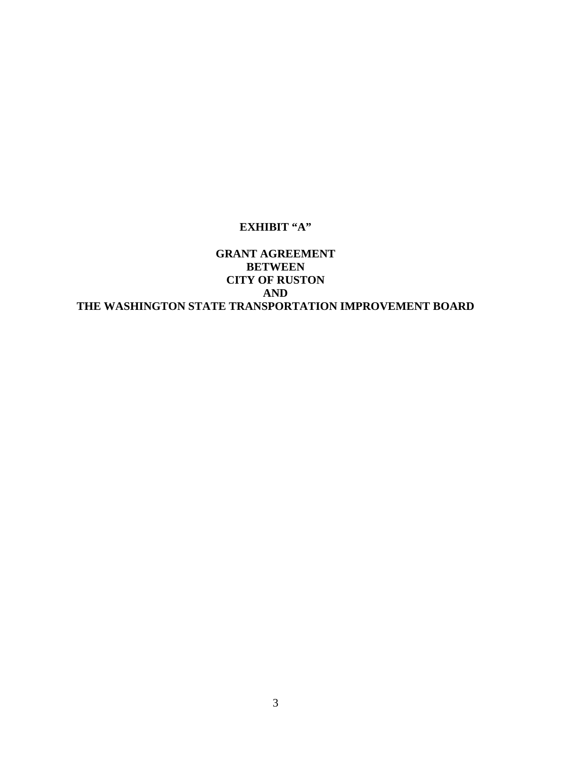# EXHIBIT "A"

## GRANT AGREEMENT
## BETWEEN
## CITY OF RUSTON
## AND
## THE WASHINGTON STATE TRANSPORTATION IMPROVEMENT BOARD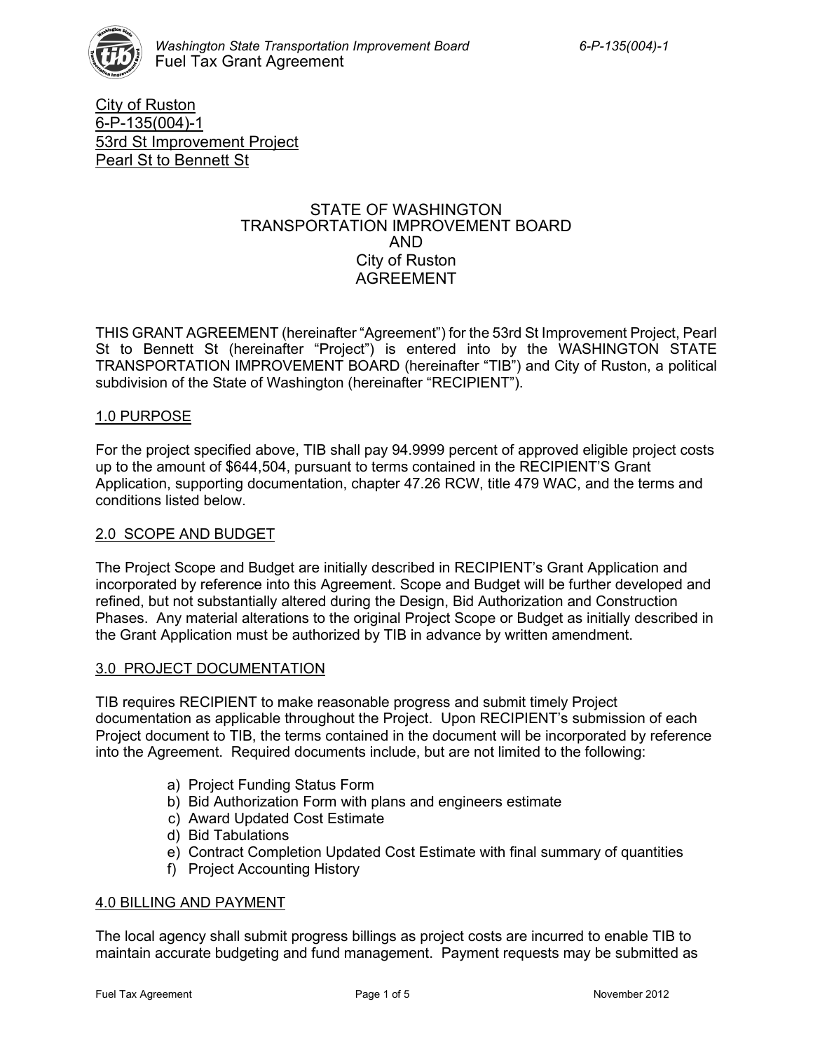City of Ruston
6-P-135(004)-1
53rd St Improvement Project
Pearl St to Bennett St

STATE OF WASHINGTON
TRANSPORTATION IMPROVEMENT BOARD
AND
City of Ruston
AGREEMENT

THIS GRANT AGREEMENT (hereinafter "Agreement") for the 53rd St Improvement Project, Pearl St to Bennett St (hereinafter "Project") is entered into by the WASHINGTON STATE TRANSPORTATION IMPROVEMENT BOARD (hereinafter "TIB") and City of Ruston, a political subdivision of the State of Washington (hereinafter "RECIPIENT").

## 1.0 PURPOSE

For the project specified above, TIB shall pay 94.9999 percent of approved eligible project costs up to the amount of $644,504, pursuant to terms contained in the RECIPIENT'S Grant Application, supporting documentation, chapter 47.26 RCW, title 479 WAC, and the terms and conditions listed below.

## 2.0 SCOPE AND BUDGET

The Project Scope and Budget are initially described in RECIPIENT's Grant Application and incorporated by reference into this Agreement. Scope and Budget will be further developed and refined, but not substantially altered during the Design, Bid Authorization and Construction Phases. Any material alterations to the original Project Scope or Budget as initially described in the Grant Application must be authorized by TIB in advance by written amendment.

## 3.0 PROJECT DOCUMENTATION

TIB requires RECIPIENT to make reasonable progress and submit timely Project documentation as applicable throughout the Project. Upon RECIPIENT's submission of each Project document to TIB, the terms contained in the document will be incorporated by reference into the Agreement. Required documents include, but are not limited to the following:

a) Project Funding Status Form
b) Bid Authorization Form with plans and engineers estimate
c) Award Updated Cost Estimate
d) Bid Tabulations
e) Contract Completion Updated Cost Estimate with final summary of quantities
f) Project Accounting History

## 4.0 BILLING AND PAYMENT

The local agency shall submit progress billings as project costs are incurred to enable TIB to maintain accurate budgeting and fund management. Payment requests may be submitted as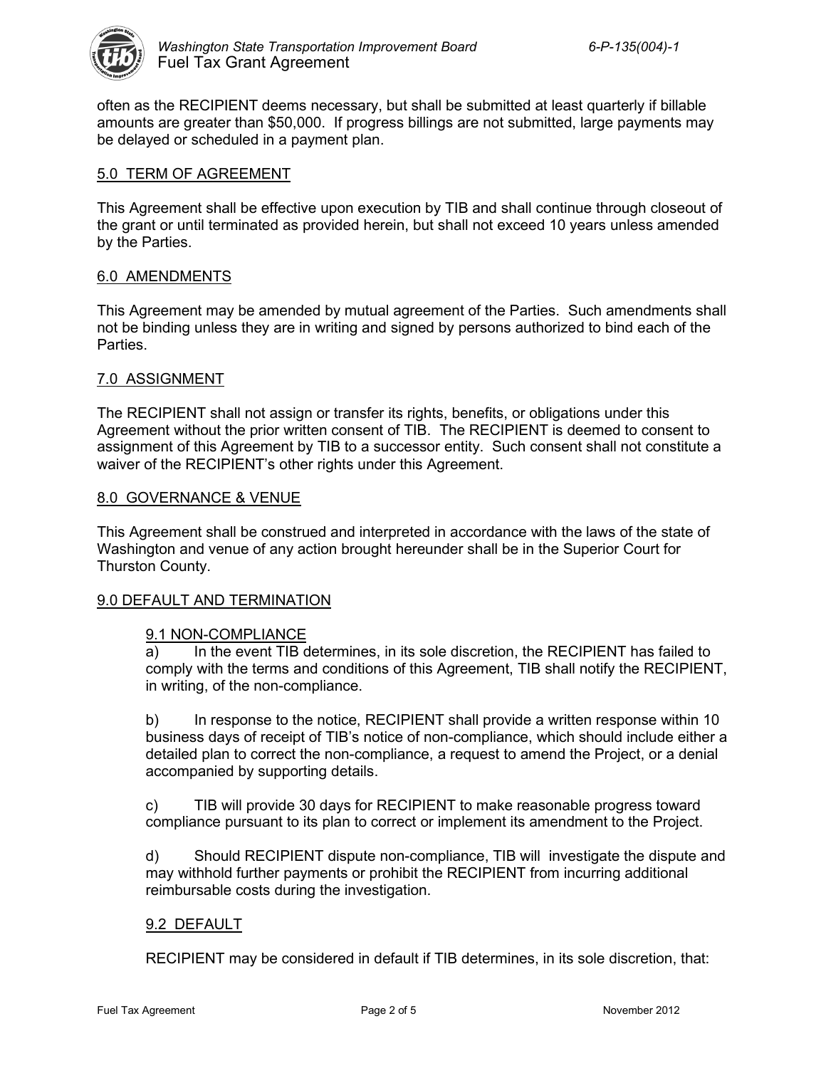often as the RECIPIENT deems necessary, but shall be submitted at least quarterly if billable amounts are greater than $50,000. If progress billings are not submitted, large payments may be delayed or scheduled in a payment plan.

## 5.0 TERM OF AGREEMENT

This Agreement shall be effective upon execution by TIB and shall continue through closeout of the grant or until terminated as provided herein, but shall not exceed 10 years unless amended by the Parties.

## 6.0 AMENDMENTS

This Agreement may be amended by mutual agreement of the Parties. Such amendments shall not be binding unless they are in writing and signed by persons authorized to bind each of the Parties.

## 7.0 ASSIGNMENT

The RECIPIENT shall not assign or transfer its rights, benefits, or obligations under this Agreement without the prior written consent of TIB. The RECIPIENT is deemed to consent to assignment of this Agreement by TIB to a successor entity. Such consent shall not constitute a waiver of the RECIPIENT's other rights under this Agreement.

## 8.0 GOVERNANCE & VENUE

This Agreement shall be construed and interpreted in accordance with the laws of the state of Washington and venue of any action brought hereunder shall be in the Superior Court for Thurston County.

## 9.0 DEFAULT AND TERMINATION

### 9.1 NON-COMPLIANCE

a) In the event TIB determines, in its sole discretion, the RECIPIENT has failed to comply with the terms and conditions of this Agreement, TIB shall notify the RECIPIENT, in writing, of the non-compliance.

b) In response to the notice, RECIPIENT shall provide a written response within 10 business days of receipt of TIB's notice of non-compliance, which should include either a detailed plan to correct the non-compliance, a request to amend the Project, or a denial accompanied by supporting details.

c) TIB will provide 30 days for RECIPIENT to make reasonable progress toward compliance pursuant to its plan to correct or implement its amendment to the Project.

d) Should RECIPIENT dispute non-compliance, TIB will investigate the dispute and may withhold further payments or prohibit the RECIPIENT from incurring additional reimbursable costs during the investigation.

### 9.2 DEFAULT

RECIPIENT may be considered in default if TIB determines, in its sole discretion, that: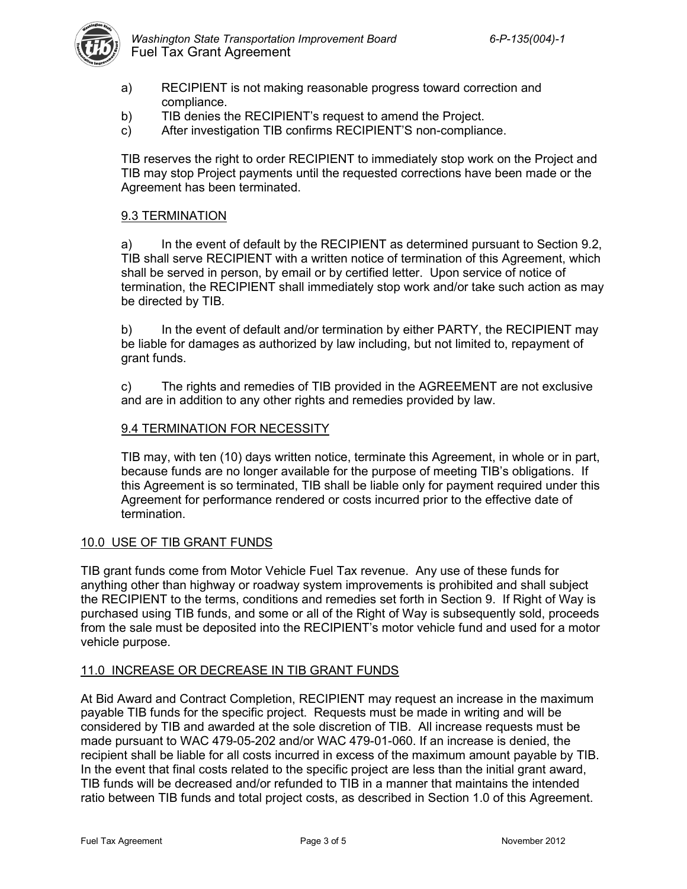a) RECIPIENT is not making reasonable progress toward correction and compliance.
b) TIB denies the RECIPIENT's request to amend the Project.
c) After investigation TIB confirms RECIPIENT'S non-compliance.

TIB reserves the right to order RECIPIENT to immediately stop work on the Project and TIB may stop Project payments until the requested corrections have been made or the Agreement has been terminated.

### 9.3 TERMINATION

a) In the event of default by the RECIPIENT as determined pursuant to Section 9.2, TIB shall serve RECIPIENT with a written notice of termination of this Agreement, which shall be served in person, by email or by certified letter. Upon service of notice of termination, the RECIPIENT shall immediately stop work and/or take such action as may be directed by TIB.

b) In the event of default and/or termination by either PARTY, the RECIPIENT may be liable for damages as authorized by law including, but not limited to, repayment of grant funds.

c) The rights and remedies of TIB provided in the AGREEMENT are not exclusive and are in addition to any other rights and remedies provided by law.

### 9.4 TERMINATION FOR NECESSITY

TIB may, with ten (10) days written notice, terminate this Agreement, in whole or in part, because funds are no longer available for the purpose of meeting TIB's obligations. If this Agreement is so terminated, TIB shall be liable only for payment required under this Agreement for performance rendered or costs incurred prior to the effective date of termination.

## 10.0 USE OF TIB GRANT FUNDS

TIB grant funds come from Motor Vehicle Fuel Tax revenue. Any use of these funds for anything other than highway or roadway system improvements is prohibited and shall subject the RECIPIENT to the terms, conditions and remedies set forth in Section 9. If Right of Way is purchased using TIB funds, and some or all of the Right of Way is subsequently sold, proceeds from the sale must be deposited into the RECIPIENT's motor vehicle fund and used for a motor vehicle purpose.

## 11.0 INCREASE OR DECREASE IN TIB GRANT FUNDS

At Bid Award and Contract Completion, RECIPIENT may request an increase in the maximum payable TIB funds for the specific project. Requests must be made in writing and will be considered by TIB and awarded at the sole discretion of TIB. All increase requests must be made pursuant to WAC 479-05-202 and/or WAC 479-01-060. If an increase is denied, the recipient shall be liable for all costs incurred in excess of the maximum amount payable by TIB. In the event that final costs related to the specific project are less than the initial grant award, TIB funds will be decreased and/or refunded to TIB in a manner that maintains the intended ratio between TIB funds and total project costs, as described in Section 1.0 of this Agreement.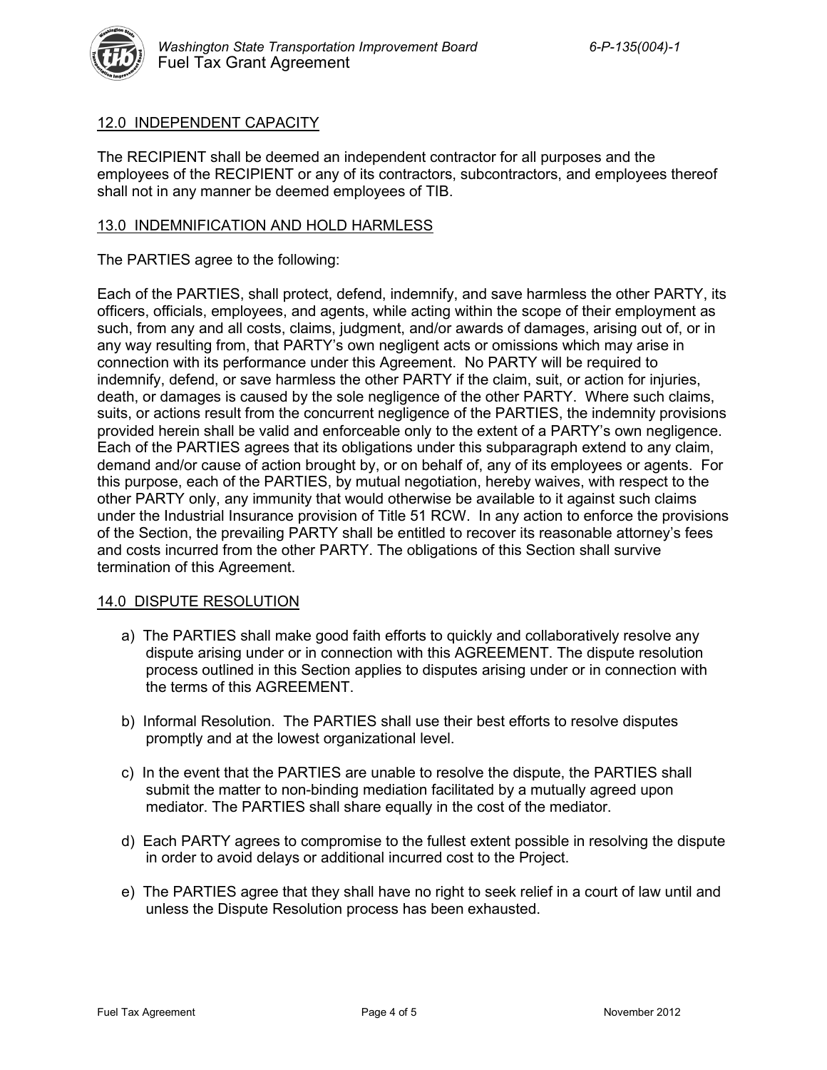## 12.0 INDEPENDENT CAPACITY

The RECIPIENT shall be deemed an independent contractor for all purposes and the employees of the RECIPIENT or any of its contractors, subcontractors, and employees thereof shall not in any manner be deemed employees of TIB.

## 13.0 INDEMNIFICATION AND HOLD HARMLESS

The PARTIES agree to the following:

Each of the PARTIES, shall protect, defend, indemnify, and save harmless the other PARTY, its officers, officials, employees, and agents, while acting within the scope of their employment as such, from any and all costs, claims, judgment, and/or awards of damages, arising out of, or in any way resulting from, that PARTY's own negligent acts or omissions which may arise in connection with its performance under this Agreement. No PARTY will be required to indemnify, defend, or save harmless the other PARTY if the claim, suit, or action for injuries, death, or damages is caused by the sole negligence of the other PARTY. Where such claims, suits, or actions result from the concurrent negligence of the PARTIES, the indemnity provisions provided herein shall be valid and enforceable only to the extent of a PARTY's own negligence. Each of the PARTIES agrees that its obligations under this subparagraph extend to any claim, demand and/or cause of action brought by, or on behalf of, any of its employees or agents. For this purpose, each of the PARTIES, by mutual negotiation, hereby waives, with respect to the other PARTY only, any immunity that would otherwise be available to it against such claims under the Industrial Insurance provision of Title 51 RCW. In any action to enforce the provisions of the Section, the prevailing PARTY shall be entitled to recover its reasonable attorney's fees and costs incurred from the other PARTY. The obligations of this Section shall survive termination of this Agreement.

## 14.0 DISPUTE RESOLUTION

a) The PARTIES shall make good faith efforts to quickly and collaboratively resolve any dispute arising under or in connection with this AGREEMENT. The dispute resolution process outlined in this Section applies to disputes arising under or in connection with the terms of this AGREEMENT.

b) Informal Resolution. The PARTIES shall use their best efforts to resolve disputes promptly and at the lowest organizational level.

c) In the event that the PARTIES are unable to resolve the dispute, the PARTIES shall submit the matter to non-binding mediation facilitated by a mutually agreed upon mediator. The PARTIES shall share equally in the cost of the mediator.

d) Each PARTY agrees to compromise to the fullest extent possible in resolving the dispute in order to avoid delays or additional incurred cost to the Project.

e) The PARTIES agree that they shall have no right to seek relief in a court of law until and unless the Dispute Resolution process has been exhausted.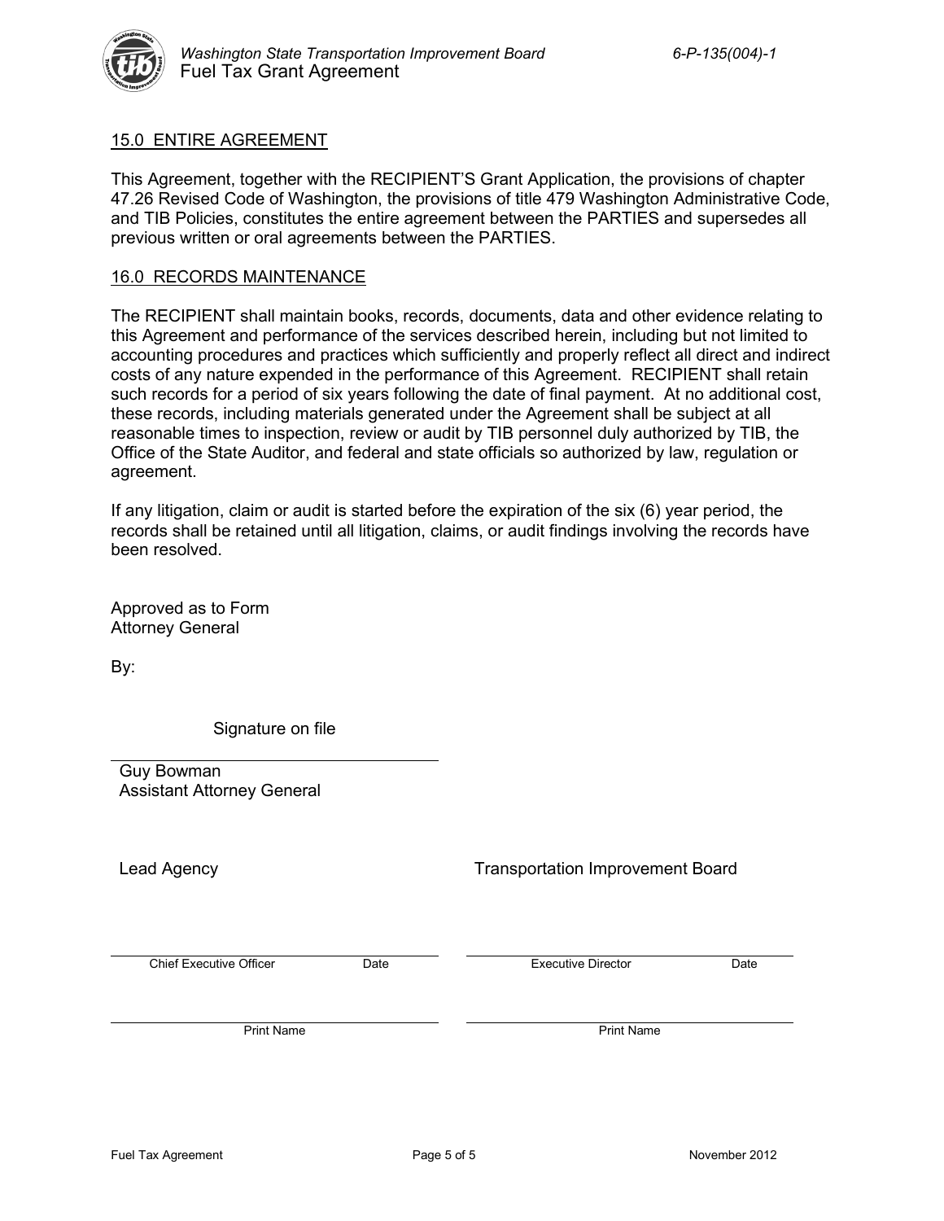## 15.0 ENTIRE AGREEMENT

This Agreement, together with the RECIPIENT'S Grant Application, the provisions of chapter 47.26 Revised Code of Washington, the provisions of title 479 Washington Administrative Code, and TIB Policies, constitutes the entire agreement between the PARTIES and supersedes all previous written or oral agreements between the PARTIES.

## 16.0 RECORDS MAINTENANCE

The RECIPIENT shall maintain books, records, documents, data and other evidence relating to this Agreement and performance of the services described herein, including but not limited to accounting procedures and practices which sufficiently and properly reflect all direct and indirect costs of any nature expended in the performance of this Agreement. RECIPIENT shall retain such records for a period of six years following the date of final payment. At no additional cost, these records, including materials generated under the Agreement shall be subject at all reasonable times to inspection, review or audit by TIB personnel duly authorized by TIB, the Office of the State Auditor, and federal and state officials so authorized by law, regulation or agreement.

If any litigation, claim or audit is started before the expiration of the six (6) year period, the records shall be retained until all litigation, claims, or audit findings involving the records have been resolved.

Approved as to Form
Attorney General

By:

Signature on file

Guy Bowman
Assistant Attorney General

| Lead Agency | | Transportation Improvement Board | |
|---|---|---|---|
| Chief Executive Officer | Date | Executive Director | Date |
| Print Name | | Print Name | |